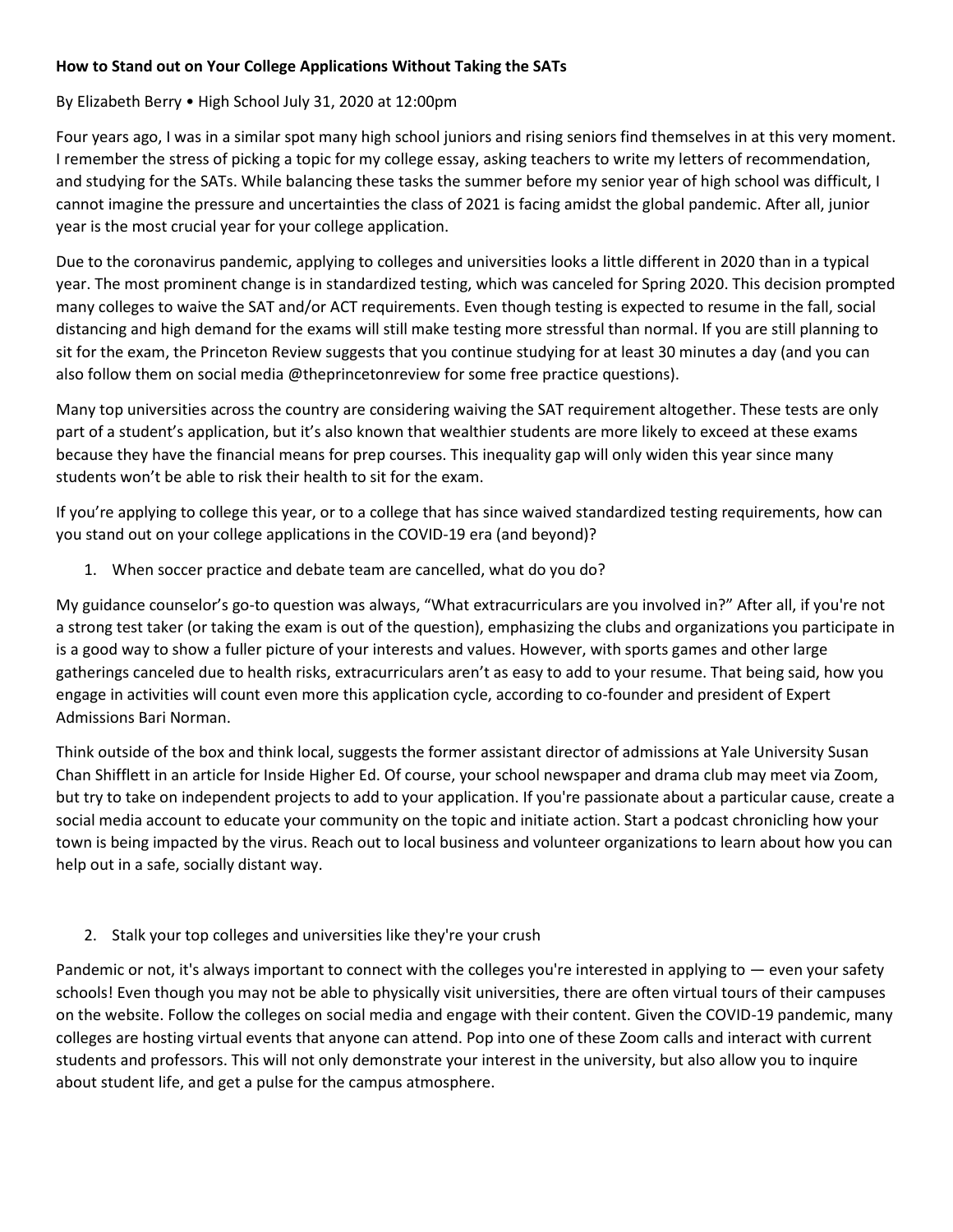**How to Stand out on Your College Applications Without Taking the SATs**

By Elizabeth Berry • High School July 31, 2020 at 12:00pm

Four years ago, I was in a similar spot many high school juniors and rising seniors find themselves in at this very moment. I remember the stress of picking a topic for my college essay, asking teachers to write my letters of recommendation, and studying for the SATs. While balancing these tasks the summer before my senior year of high school was difficult, I cannot imagine the pressure and uncertainties the class of 2021 is facing amidst the global pandemic. After all, junior year is the most crucial year for your college application.

Due to the coronavirus pandemic, applying to colleges and universities looks a little different in 2020 than in a typical year. The most prominent change is in standardized testing, which was canceled for Spring 2020. This decision prompted many colleges to waive the SAT and/or ACT requirements. Even though testing is expected to resume in the fall, social distancing and high demand for the exams will still make testing more stressful than normal. If you are still planning to sit for the exam, the Princeton Review suggests that you continue studying for at least 30 minutes a day (and you can also follow them on social media @theprincetonreview for some free practice questions).

Many top universities across the country are considering waiving the SAT requirement altogether. These tests are only part of a student's application, but it's also known that wealthier students are more likely to exceed at these exams because they have the financial means for prep courses. This inequality gap will only widen this year since many students won't be able to risk their health to sit for the exam.

If you're applying to college this year, or to a college that has since waived standardized testing requirements, how can you stand out on your college applications in the COVID-19 era (and beyond)?

1. When soccer practice and debate team are cancelled, what do you do?

My guidance counselor's go-to question was always, "What extracurriculars are you involved in?" After all, if you're not a strong test taker (or taking the exam is out of the question), emphasizing the clubs and organizations you participate in is a good way to show a fuller picture of your interests and values. However, with sports games and other large gatherings canceled due to health risks, extracurriculars aren't as easy to add to your resume. That being said, how you engage in activities will count even more this application cycle, according to co-founder and president of Expert Admissions Bari Norman.

Think outside of the box and think local, suggests the former assistant director of admissions at Yale University Susan Chan Shifflett in an article for Inside Higher Ed. Of course, your school newspaper and drama club may meet via Zoom, but try to take on independent projects to add to your application. If you're passionate about a particular cause, create a social media account to educate your community on the topic and initiate action. Start a podcast chronicling how your town is being impacted by the virus. Reach out to local business and volunteer organizations to learn about how you can help out in a safe, socially distant way.

2. Stalk your top colleges and universities like they're your crush

Pandemic or not, it's always important to connect with the colleges you're interested in applying to — even your safety schools! Even though you may not be able to physically visit universities, there are often virtual tours of their campuses on the website. Follow the colleges on social media and engage with their content. Given the COVID-19 pandemic, many colleges are hosting virtual events that anyone can attend. Pop into one of these Zoom calls and interact with current students and professors. This will not only demonstrate your interest in the university, but also allow you to inquire about student life, and get a pulse for the campus atmosphere.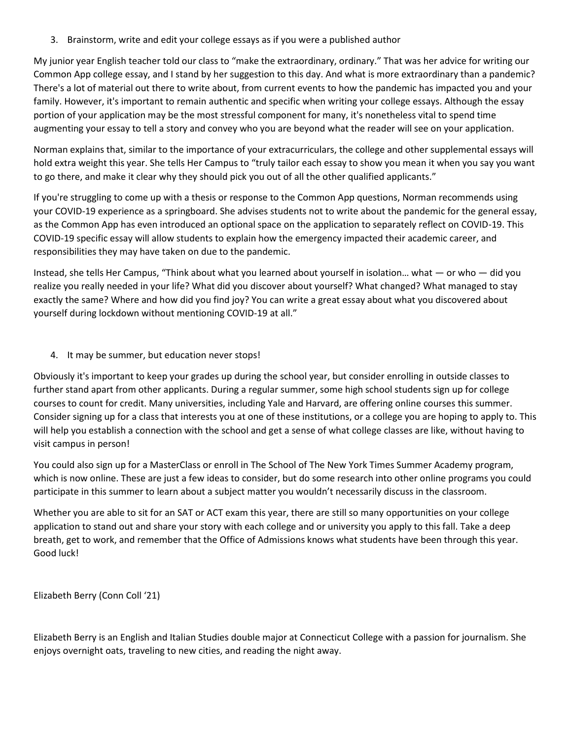3. Brainstorm, write and edit your college essays as if you were a published author

My junior year English teacher told our class to "make the extraordinary, ordinary." That was her advice for writing our Common App college essay, and I stand by her suggestion to this day. And what is more extraordinary than a pandemic? There's a lot of material out there to write about, from current events to how the pandemic has impacted you and your family. However, it's important to remain authentic and specific when writing your college essays. Although the essay portion of your application may be the most stressful component for many, it's nonetheless vital to spend time augmenting your essay to tell a story and convey who you are beyond what the reader will see on your application.

Norman explains that, similar to the importance of your extracurriculars, the college and other supplemental essays will hold extra weight this year. She tells Her Campus to "truly tailor each essay to show you mean it when you say you want to go there, and make it clear why they should pick you out of all the other qualified applicants."

If you're struggling to come up with a thesis or response to the Common App questions, Norman recommends using your COVID-19 experience as a springboard. She advises students not to write about the pandemic for the general essay, as the Common App has even introduced an optional space on the application to separately reflect on COVID-19. This COVID-19 specific essay will allow students to explain how the emergency impacted their academic career, and responsibilities they may have taken on due to the pandemic.

Instead, she tells Her Campus, "Think about what you learned about yourself in isolation… what — or who — did you realize you really needed in your life? What did you discover about yourself? What changed? What managed to stay exactly the same? Where and how did you find joy? You can write a great essay about what you discovered about yourself during lockdown without mentioning COVID-19 at all."

4. It may be summer, but education never stops!

Obviously it's important to keep your grades up during the school year, but consider enrolling in outside classes to further stand apart from other applicants. During a regular summer, some high school students sign up for college courses to count for credit. Many universities, including Yale and Harvard, are offering online courses this summer. Consider signing up for a class that interests you at one of these institutions, or a college you are hoping to apply to. This will help you establish a connection with the school and get a sense of what college classes are like, without having to visit campus in person!

You could also sign up for a MasterClass or enroll in The School of The New York Times Summer Academy program, which is now online. These are just a few ideas to consider, but do some research into other online programs you could participate in this summer to learn about a subject matter you wouldn't necessarily discuss in the classroom.

Whether you are able to sit for an SAT or ACT exam this year, there are still so many opportunities on your college application to stand out and share your story with each college and or university you apply to this fall. Take a deep breath, get to work, and remember that the Office of Admissions knows what students have been through this year. Good luck!

Elizabeth Berry (Conn Coll '21)

Elizabeth Berry is an English and Italian Studies double major at Connecticut College with a passion for journalism. She enjoys overnight oats, traveling to new cities, and reading the night away.